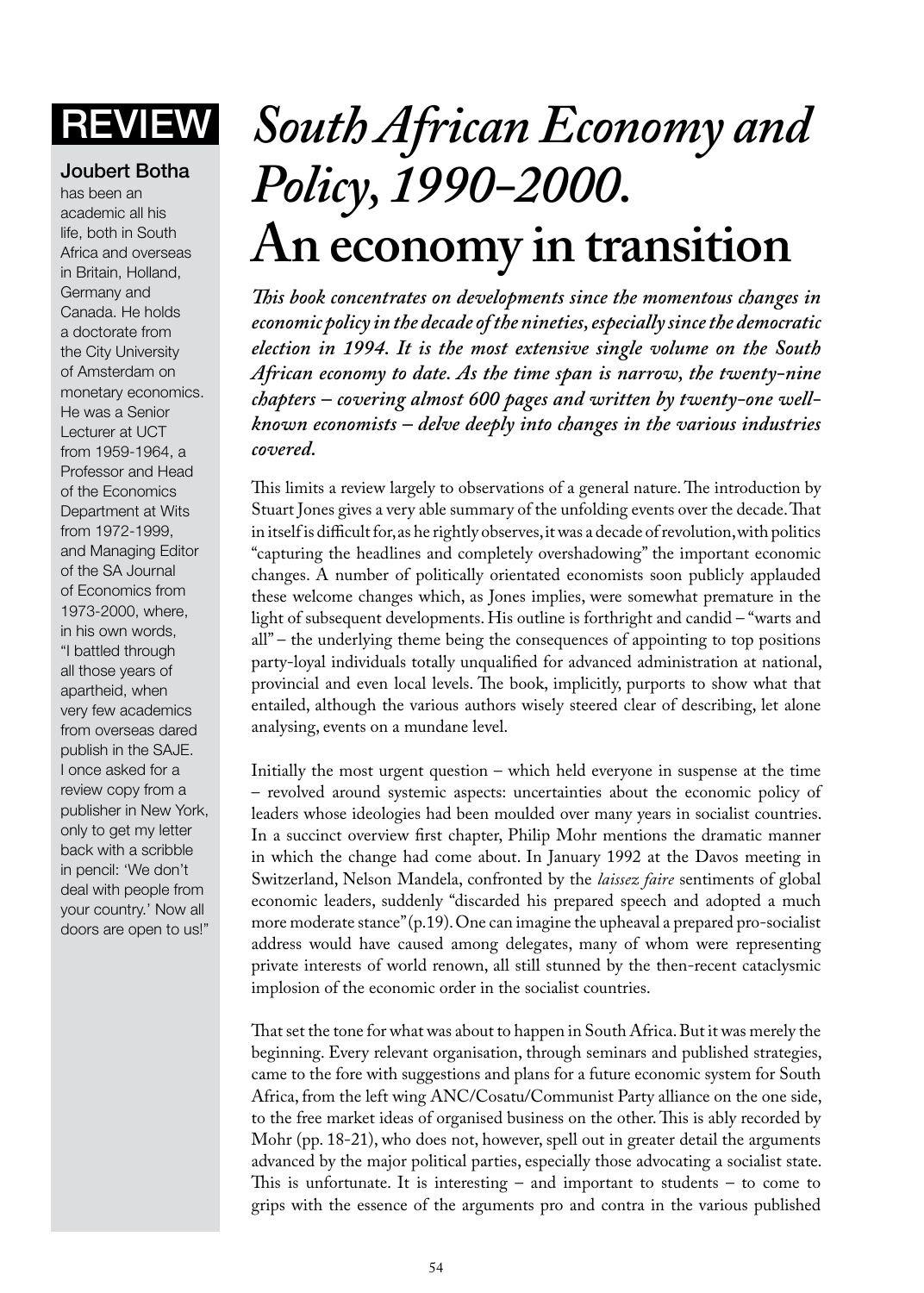REVIEW

**Joubert Botha** has been an academic all his life, both in South Africa and overseas in Britain, Holland, Germany and Canada. He holds a doctorate from the City University of Amsterdam on monetary economics. He was a Senior Lecturer at UCT from 1959-1964, a Professor and Head of the Economics Department at Wits from 1972-1999, and Managing Editor of the SA Journal of Economics from 1973-2000, where, in his own words, "I battled through all those years of apartheid, when very few academics from overseas dared publish in the SAJE. I once asked for a review copy from a publisher in New York, only to get my letter back with a scribble in pencil: 'We don't deal with people from your country.' Now all doors are open to us!"

# *South African Economy and Policy, 1990-2000.* An economy in transition

***This book concentrates on developments since the momentous changes in economic policy in the decade of the nineties, especially since the democratic election in 1994. It is the most extensive single volume on the South African economy to date. As the time span is narrow, the twenty-nine chapters – covering almost 600 pages and written by twenty-one well-known economists – delve deeply into changes in the various industries covered.***

This limits a review largely to observations of a general nature. The introduction by Stuart Jones gives a very able summary of the unfolding events over the decade. That in itself is difficult for, as he rightly observes, it was a decade of revolution, with politics "capturing the headlines and completely overshadowing" the important economic changes. A number of politically orientated economists soon publicly applauded these welcome changes which, as Jones implies, were somewhat premature in the light of subsequent developments. His outline is forthright and candid – "warts and all" – the underlying theme being the consequences of appointing to top positions party-loyal individuals totally unqualified for advanced administration at national, provincial and even local levels. The book, implicitly, purports to show what that entailed, although the various authors wisely steered clear of describing, let alone analysing, events on a mundane level.

Initially the most urgent question – which held everyone in suspense at the time – revolved around systemic aspects: uncertainties about the economic policy of leaders whose ideologies had been moulded over many years in socialist countries. In a succinct overview first chapter, Philip Mohr mentions the dramatic manner in which the change had come about. In January 1992 at the Davos meeting in Switzerland, Nelson Mandela, confronted by the *laissez faire* sentiments of global economic leaders, suddenly "discarded his prepared speech and adopted a much more moderate stance" (p.19). One can imagine the upheaval a prepared pro-socialist address would have caused among delegates, many of whom were representing private interests of world renown, all still stunned by the then-recent cataclysmic implosion of the economic order in the socialist countries.

That set the tone for what was about to happen in South Africa. But it was merely the beginning. Every relevant organisation, through seminars and published strategies, came to the fore with suggestions and plans for a future economic system for South Africa, from the left wing ANC/Cosatu/Communist Party alliance on the one side, to the free market ideas of organised business on the other. This is ably recorded by Mohr (pp. 18-21), who does not, however, spell out in greater detail the arguments advanced by the major political parties, especially those advocating a socialist state. This is unfortunate. It is interesting – and important to students – to come to grips with the essence of the arguments pro and contra in the various published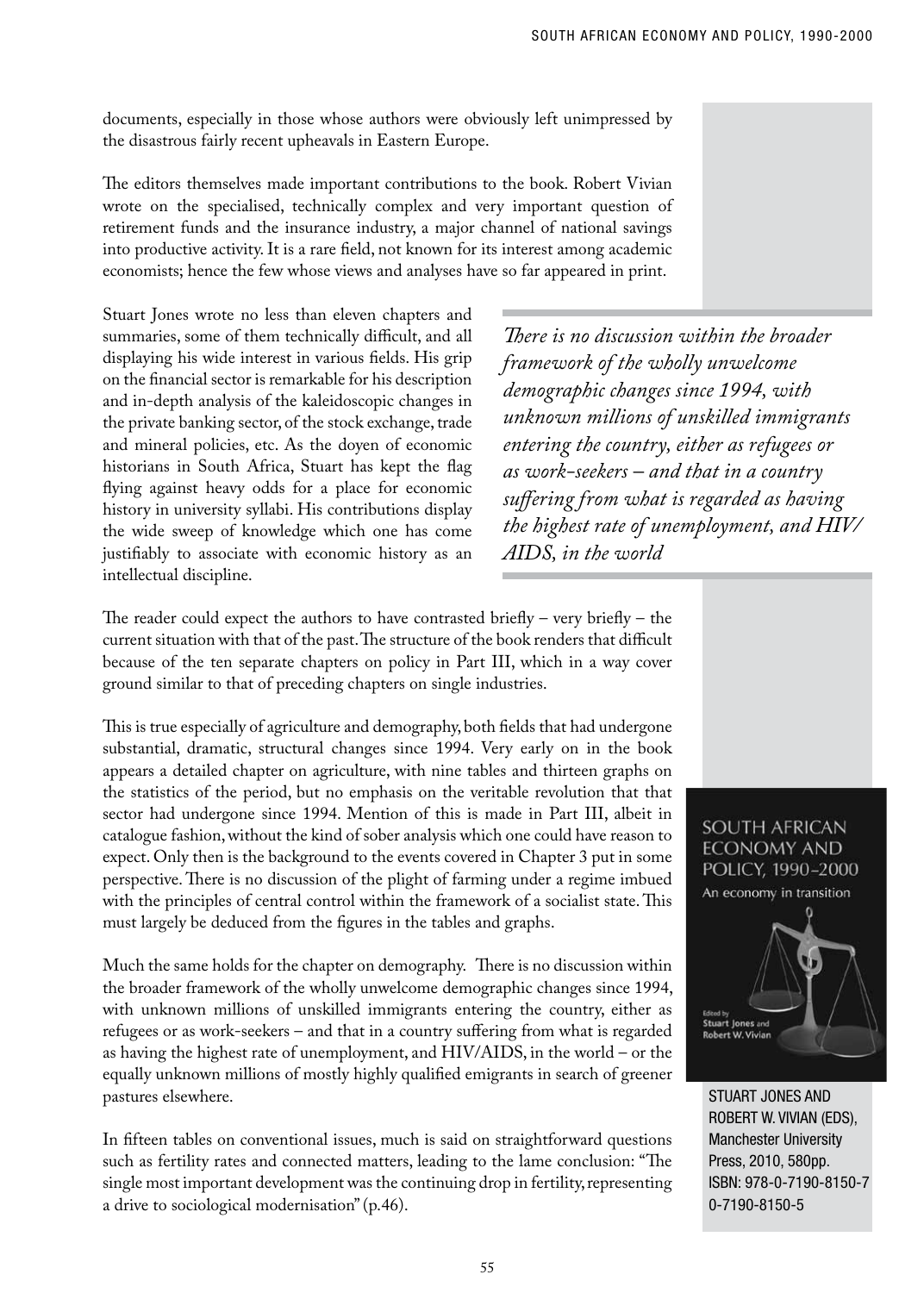documents, especially in those whose authors were obviously left unimpressed by the disastrous fairly recent upheavals in Eastern Europe.

The editors themselves made important contributions to the book. Robert Vivian wrote on the specialised, technically complex and very important question of retirement funds and the insurance industry, a major channel of national savings into productive activity. It is a rare field, not known for its interest among academic economists; hence the few whose views and analyses have so far appeared in print.

Stuart Jones wrote no less than eleven chapters and summaries, some of them technically difficult, and all displaying his wide interest in various fields. His grip on the financial sector is remarkable for his description and in-depth analysis of the kaleidoscopic changes in the private banking sector, of the stock exchange, trade and mineral policies, etc. As the doyen of economic historians in South Africa, Stuart has kept the flag flying against heavy odds for a place for economic history in university syllabi. His contributions display the wide sweep of knowledge which one has come justifiably to associate with economic history as an intellectual discipline.

> *There is no discussion within the broader framework of the wholly unwelcome demographic changes since 1994, with unknown millions of unskilled immigrants entering the country, either as refugees or as work-seekers – and that in a country suffering from what is regarded as having the highest rate of unemployment, and HIV/AIDS, in the world*

The reader could expect the authors to have contrasted briefly – very briefly – the current situation with that of the past. The structure of the book renders that difficult because of the ten separate chapters on policy in Part III, which in a way cover ground similar to that of preceding chapters on single industries.

This is true especially of agriculture and demography, both fields that had undergone substantial, dramatic, structural changes since 1994. Very early on in the book appears a detailed chapter on agriculture, with nine tables and thirteen graphs on the statistics of the period, but no emphasis on the veritable revolution that that sector had undergone since 1994. Mention of this is made in Part III, albeit in catalogue fashion, without the kind of sober analysis which one could have reason to expect. Only then is the background to the events covered in Chapter 3 put in some perspective. There is no discussion of the plight of farming under a regime imbued with the principles of central control within the framework of a socialist state. This must largely be deduced from the figures in the tables and graphs.

Much the same holds for the chapter on demography. There is no discussion within the broader framework of the wholly unwelcome demographic changes since 1994, with unknown millions of unskilled immigrants entering the country, either as refugees or as work-seekers – and that in a country suffering from what is regarded as having the highest rate of unemployment, and HIV/AIDS, in the world – or the equally unknown millions of mostly highly qualified emigrants in search of greener pastures elsewhere.

In fifteen tables on conventional issues, much is said on straightforward questions such as fertility rates and connected matters, leading to the lame conclusion: "The single most important development was the continuing drop in fertility, representing a drive to sociological modernisation" (p.46).

STUART JONES AND ROBERT W. VIVIAN (EDS), Manchester University Press, 2010, 580pp. ISBN: 978-0-7190-8150-7 0-7190-8150-5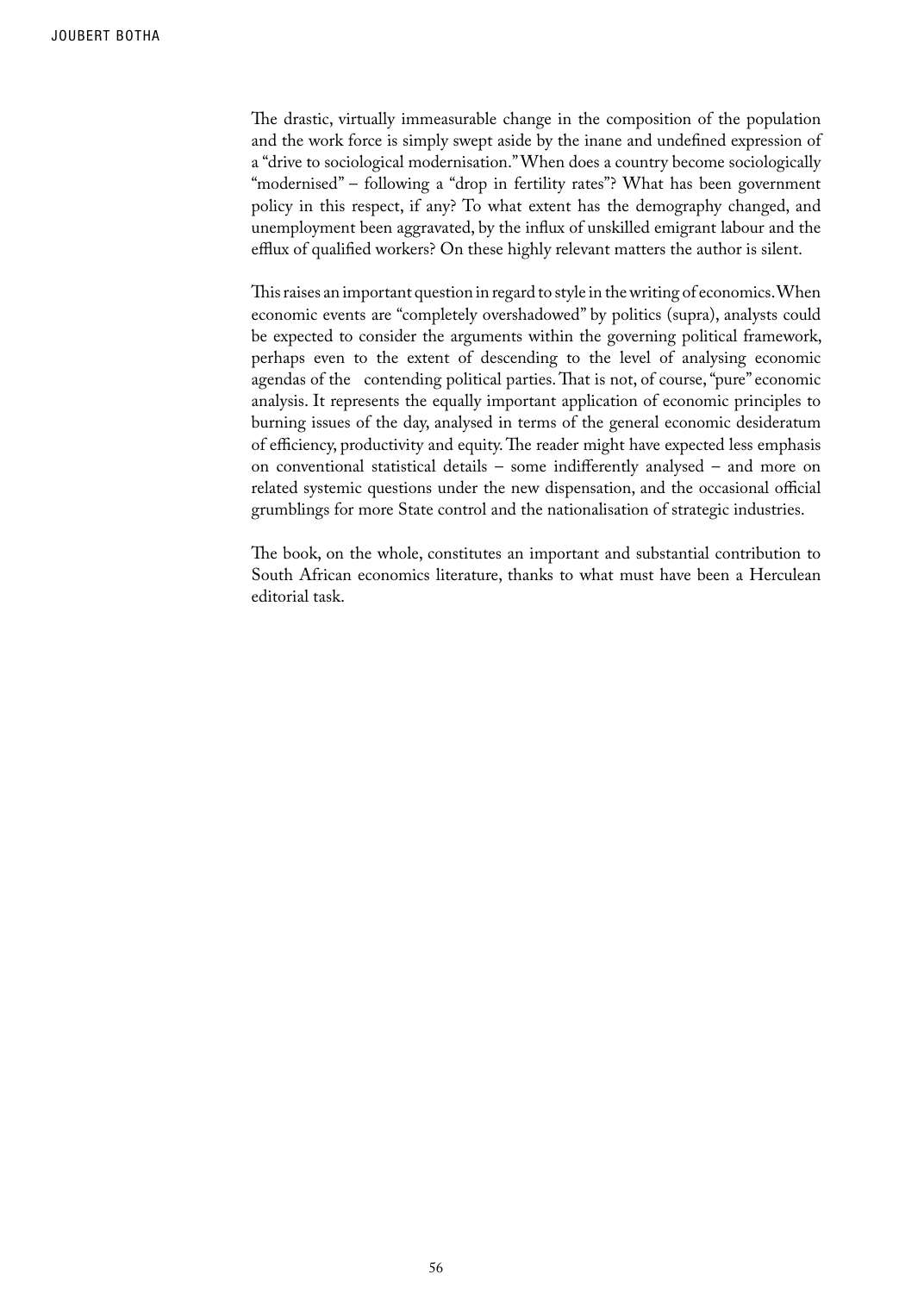The drastic, virtually immeasurable change in the composition of the population and the work force is simply swept aside by the inane and undefined expression of a "drive to sociological modernisation." When does a country become sociologically "modernised" – following a "drop in fertility rates"? What has been government policy in this respect, if any? To what extent has the demography changed, and unemployment been aggravated, by the influx of unskilled emigrant labour and the efflux of qualified workers? On these highly relevant matters the author is silent.

This raises an important question in regard to style in the writing of economics. When economic events are "completely overshadowed" by politics (supra), analysts could be expected to consider the arguments within the governing political framework, perhaps even to the extent of descending to the level of analysing economic agendas of the contending political parties. That is not, of course, "pure" economic analysis. It represents the equally important application of economic principles to burning issues of the day, analysed in terms of the general economic desideratum of efficiency, productivity and equity. The reader might have expected less emphasis on conventional statistical details – some indifferently analysed – and more on related systemic questions under the new dispensation, and the occasional official grumblings for more State control and the nationalisation of strategic industries.

The book, on the whole, constitutes an important and substantial contribution to South African economics literature, thanks to what must have been a Herculean editorial task.